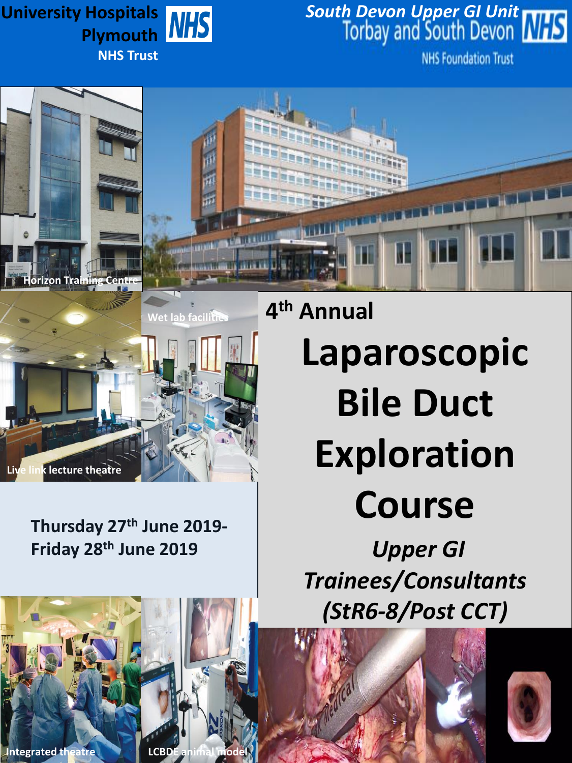University Hospitals Plymouth NHS Trust

South Devon Upper GI Unit
Torbay and South Devon NHS Foundation Trust

Horizon Training Centre

Wet lab facilities

Live link lecture theatre

4th Annual

# Laparoscopic Bile Duct Exploration Course

*Upper GI Trainees/Consultants (StR6-8/Post CCT)*

**Thursday 27th June 2019- Friday 28th June 2019**

Integrated theatre

LCBDE animal model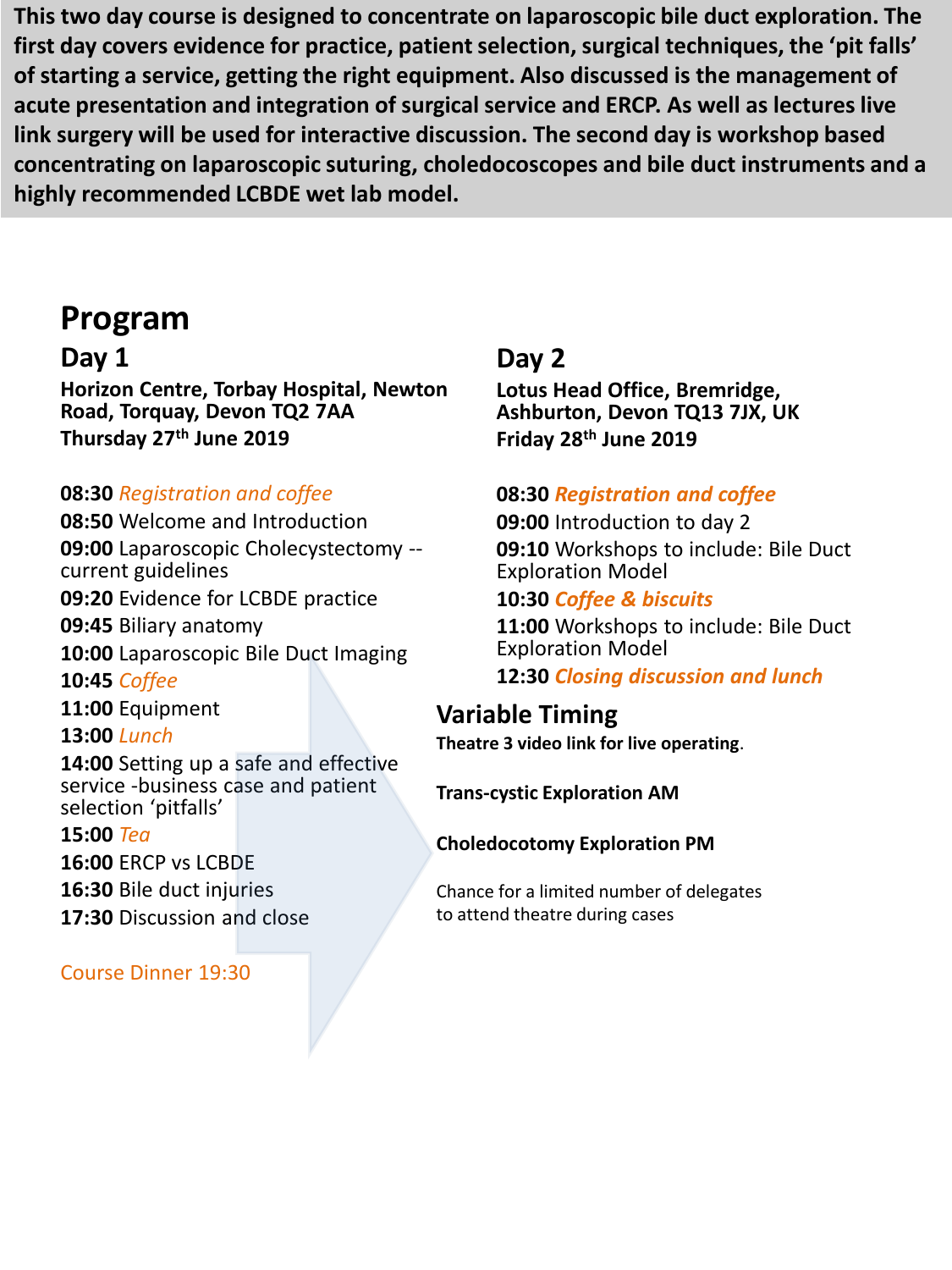**This two day course is designed to concentrate on laparoscopic bile duct exploration. The first day covers evidence for practice, patient selection, surgical techniques, the 'pit falls' of starting a service, getting the right equipment. Also discussed is the management of acute presentation and integration of surgical service and ERCP. As well as lectures live link surgery will be used for interactive discussion. The second day is workshop based concentrating on laparoscopic suturing, choledocoscopes and bile duct instruments and a highly recommended LCBDE wet lab model.**

# Program

## Day 1

**Horizon Centre, Torbay Hospital, Newton Road, Torquay, Devon TQ2 7AA**
**Thursday 27th June 2019**

**08:30** *Registration and coffee*
**08:50** Welcome and Introduction
**09:00** Laparoscopic Cholecystectomy -- current guidelines
**09:20** Evidence for LCBDE practice
**09:45** Biliary anatomy
**10:00** Laparoscopic Bile Duct Imaging
**10:45** *Coffee*
**11:00** Equipment
**13:00** *Lunch*
**14:00** Setting up a safe and effective service -business case and patient selection 'pitfalls'
**15:00** *Tea*
**16:00** ERCP vs LCBDE
**16:30** Bile duct injuries
**17:30** Discussion and close

Course Dinner 19:30

## Day 2

**Lotus Head Office, Bremridge, Ashburton, Devon TQ13 7JX, UK**
**Friday 28th June 2019**

**08:30** ***Registration and coffee***
**09:00** Introduction to day 2
**09:10** Workshops to include: Bile Duct Exploration Model
**10:30** ***Coffee & biscuits***
**11:00** Workshops to include: Bile Duct Exploration Model
**12:30** ***Closing discussion and lunch***

## Variable Timing

**Theatre 3 video link for live operating**.

**Trans-cystic Exploration AM**

**Choledocotomy Exploration PM**

Chance for a limited number of delegates to attend theatre during cases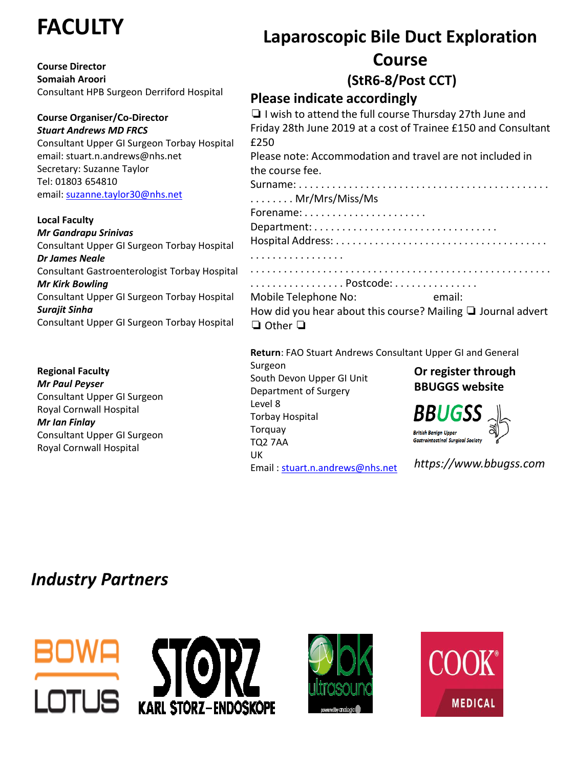# FACULTY

**Course Director**
**Somaiah Aroori**
Consultant HPB Surgeon Derriford Hospital

**Course Organiser/Co-Director**
***Stuart Andrews MD FRCS***
Consultant Upper GI Surgeon Torbay Hospital
email: stuart.n.andrews@nhs.net
Secretary: Suzanne Taylor
Tel: 01803 654810
email: suzanne.taylor30@nhs.net

**Local Faculty**
***Mr Gandrapu Srinivas***
Consultant Upper GI Surgeon Torbay Hospital
***Dr James Neale***
Consultant Gastroenterologist Torbay Hospital
***Mr Kirk Bowling***
Consultant Upper GI Surgeon Torbay Hospital
***Surajit Sinha***
Consultant Upper GI Surgeon Torbay Hospital

**Regional Faculty**
***Mr Paul Peyser***
Consultant Upper GI Surgeon
Royal Cornwall Hospital
***Mr Ian Finlay***
Consultant Upper GI Surgeon
Royal Cornwall Hospital

# Laparoscopic Bile Duct Exploration Course

## (StR6-8/Post CCT)

## Please indicate accordingly

❏ I wish to attend the full course Thursday 27th June and Friday 28th June 2019 at a cost of Trainee £150 and Consultant £250

Please note: Accommodation and travel are not included in the course fee.

Surname: . . . . . . . . . . . . . . . . . . . . . . . . . . . . . . . . . . . . . . . . . . . . . . . . . . . . Mr/Mrs/Miss/Ms

Forename: . . . . . . . . . . . . . . . . . . . . . .

Department: . . . . . . . . . . . . . . . . . . . . . . . . . . . . . . . .

Hospital Address: . . . . . . . . . . . . . . . . . . . . . . . . . . . . . . . . . . . . . . . . . . . . . . . . . . . . . .

. . . . . . . . . . . . . . . . . . . . . . . . . . . . . . . . . . . . . . . . . . . . . . . . . . . . . . . . . . . . . . . . . . . . . . . Postcode: . . . . . . . . . . . . . . .

Mobile Telephone No: email:

How did you hear about this course? Mailing ❏ Journal advert ❏ Other ❏

**Return**: FAO Stuart Andrews Consultant Upper GI and General Surgeon
South Devon Upper GI Unit
Department of Surgery
Level 8
Torbay Hospital
Torquay
TQ2 7AA
UK
Email : stuart.n.andrews@nhs.net

**Or register through BBUGGS website**

BBUGSS
British Benign Upper Gastrointestinal Surgical Society

*https://www.bbugss.com*

## *Industry Partners*

BOWA LOTUS

STORZ KARL STORZ–ENDOSKOPE

bk ultrasound

COOK MEDICAL